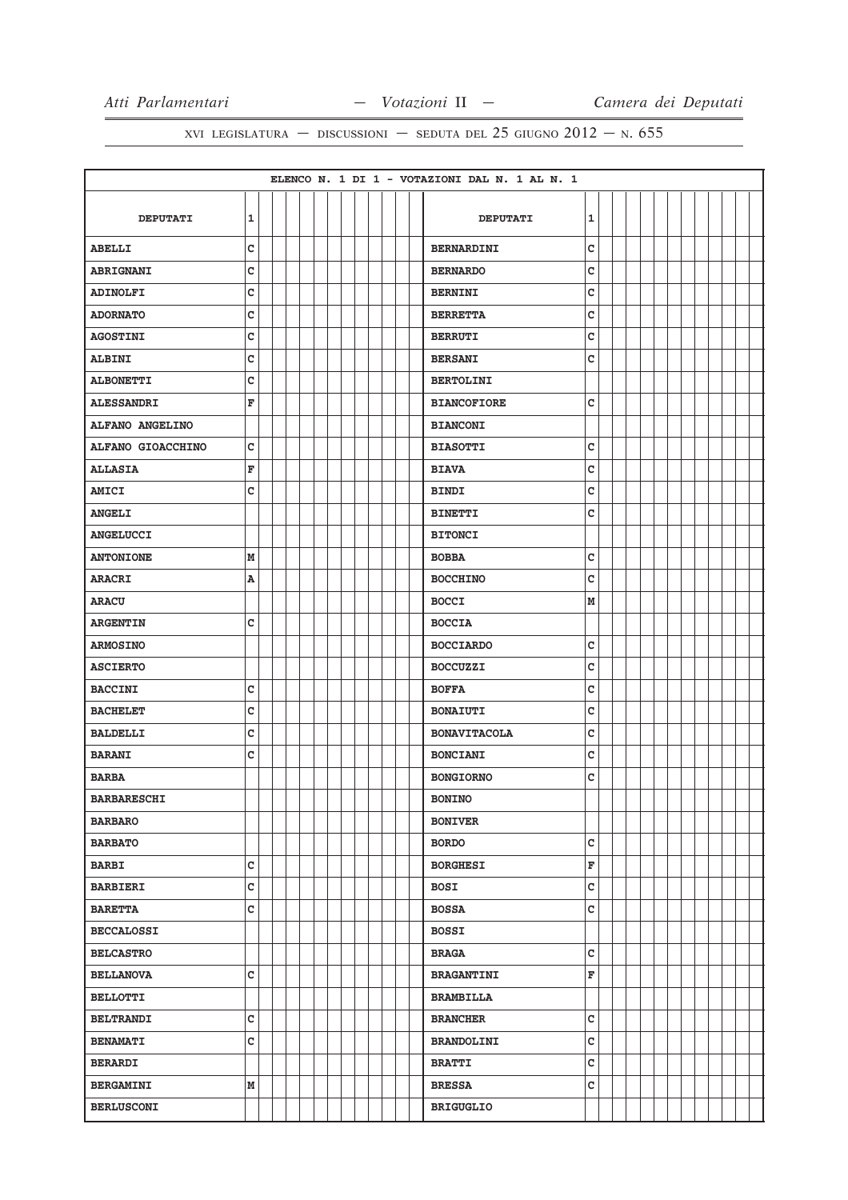XVI LEGISLATURA — DISCUSSIONI — SEDUTA DEL 25 GIUGNO 2012 — N. 655

ELENCO N. 1 DI 1 - VOTAZIONI DAL N. 1 AL N. 1

| DEPUTATI | 1 | DEPUTATI | 1 |
|---|---|---|---|
| ABELLI | C | BERNARDINI | C |
| ABRIGNANI | C | BERNARDO | C |
| ADINOLFI | C | BERNINI | C |
| ADORNATO | C | BERRETTA | C |
| AGOSTINI | C | BERRUTI | C |
| ALBINI | C | BERSANI | C |
| ALBONETTI | C | BERTOLINI | |
| ALESSANDRI | F | BIANCOFIORE | C |
| ALFANO ANGELINO | | BIANCONI | |
| ALFANO GIOACCHINO | C | BIASOTTI | C |
| ALLASIA | F | BIAVA | C |
| AMICI | C | BINDI | C |
| ANGELI | | BINETTI | C |
| ANGELUCCI | | BITONCI | |
| ANTONIONE | M | BOBBA | C |
| ARACRI | A | BOCCHINO | C |
| ARACU | | BOCCI | M |
| ARGENTIN | C | BOCCIA | |
| ARMOSINO | | BOCCIARDO | C |
| ASCIERTO | | BOCCUZZI | C |
| BACCINI | C | BOFFA | C |
| BACHELET | C | BONAIUTI | C |
| BALDELLI | C | BONAVITACOLA | C |
| BARANI | C | BONCIANI | C |
| BARBA | | BONGIORNO | C |
| BARBARESCHI | | BONINO | |
| BARBARO | | BONIVER | |
| BARBATO | | BORDO | C |
| BARBI | C | BORGHESI | F |
| BARBIERI | C | BOSI | C |
| BARETTA | C | BOSSA | C |
| BECCALOSSI | | BOSSI | |
| BELCASTRO | | BRAGA | C |
| BELLANOVA | C | BRAGANTINI | F |
| BELLOTTI | | BRAMBILLA | |
| BELTRANDI | C | BRANCHER | C |
| BENAMATI | C | BRANDOLINI | C |
| BERARDI | | BRATTI | C |
| BERGAMINI | M | BRESSA | C |
| BERLUSCONI | | BRIGUGLIO | |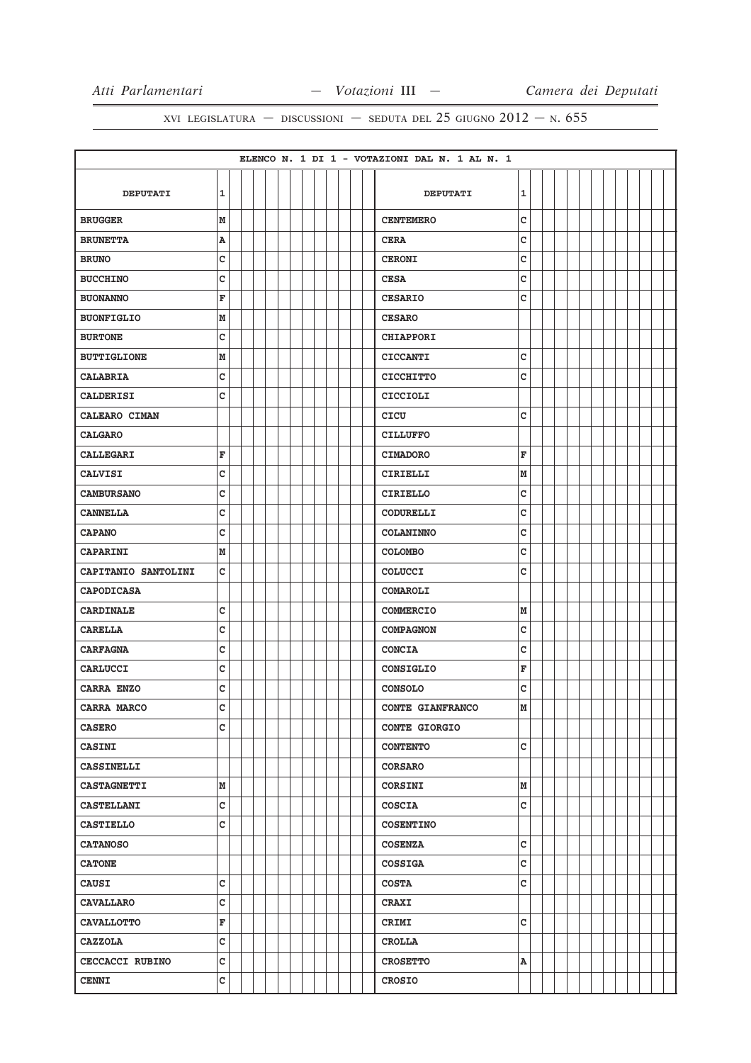ELENCO N. 1 DI 1 - VOTAZIONI DAL N. 1 AL N. 1

| DEPUTATI | 1 | DEPUTATI | 1 |
|---|---|---|---|
| BRUGGER | M | CENTEMERO | C |
| BRUNETTA | A | CERA | C |
| BRUNO | C | CERONI | C |
| BUCCHINO | C | CESA | C |
| BUONANNO | F | CESARIO | C |
| BUONFIGLIO | M | CESARO | |
| BURTONE | C | CHIAPPORI | |
| BUTTIGLIONE | M | CICCANTI | C |
| CALABRIA | C | CICCHITTO | C |
| CALDERISI | C | CICCIOLI | |
| CALEARO CIMAN | | CICU | C |
| CALGARO | | CILLUFFO | |
| CALLEGARI | F | CIMADORO | F |
| CALVISI | C | CIRIELLI | M |
| CAMBURSANO | C | CIRIELLO | C |
| CANNELLA | C | CODURELLI | C |
| CAPANO | C | COLANINNO | C |
| CAPARINI | M | COLOMBO | C |
| CAPITANIO SANTOLINI | C | COLUCCI | C |
| CAPODICASA | | COMAROLI | |
| CARDINALE | C | COMMERCIO | M |
| CARELLA | C | COMPAGNON | C |
| CARFAGNA | C | CONCIA | C |
| CARLUCCI | C | CONSIGLIO | F |
| CARRA ENZO | C | CONSOLO | C |
| CARRA MARCO | C | CONTE GIANFRANCO | M |
| CASERO | C | CONTE GIORGIO | |
| CASINI | | CONTENTO | C |
| CASSINELLI | | CORSARO | |
| CASTAGNETTI | M | CORSINI | M |
| CASTELLANI | C | COSCIA | C |
| CASTIELLO | C | COSENTINO | |
| CATANOSO | | COSENZA | C |
| CATONE | | COSSIGA | C |
| CAUSI | C | COSTA | C |
| CAVALLARO | C | CRAXI | |
| CAVALLOTTO | F | CRIMI | C |
| CAZZOLA | C | CROLLA | |
| CECCACCI RUBINO | C | CROSETTO | A |
| CENNI | C | CROSIO | |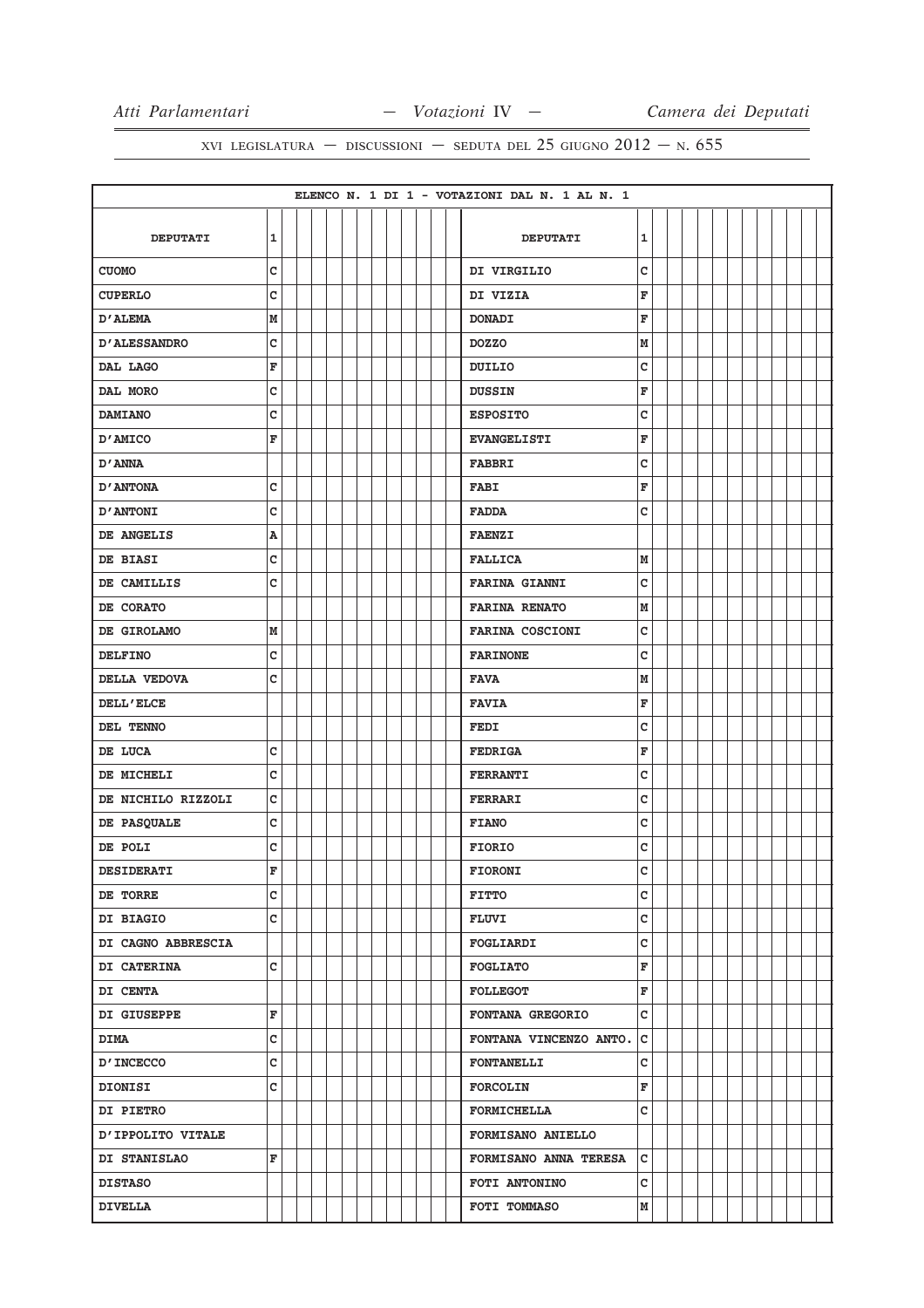ELENCO N. 1 DI 1 - VOTAZIONI DAL N. 1 AL N. 1

| DEPUTATI | 1 | DEPUTATI | 1 |
|---|---|---|---|
| CUOMO | C | DI VIRGILIO | C |
| CUPERLO | C | DI VIZIA | F |
| D'ALEMA | M | DONADI | F |
| D'ALESSANDRO | C | DOZZO | M |
| DAL LAGO | F | DUILIO | C |
| DAL MORO | C | DUSSIN | F |
| DAMIANO | C | ESPOSITO | C |
| D'AMICO | F | EVANGELISTI | F |
| D'ANNA | | FABBRI | C |
| D'ANTONA | C | FABI | F |
| D'ANTONI | C | FADDA | C |
| DE ANGELIS | A | FAENZI | |
| DE BIASI | C | FALLICA | M |
| DE CAMILLIS | C | FARINA GIANNI | C |
| DE CORATO | | FARINA RENATO | M |
| DE GIROLAMO | M | FARINA COSCIONI | C |
| DELFINO | C | FARINONE | C |
| DELLA VEDOVA | C | FAVA | M |
| DELL'ELCE | | FAVIA | F |
| DEL TENNO | | FEDI | C |
| DE LUCA | C | FEDRIGA | F |
| DE MICHELI | C | FERRANTI | C |
| DE NICHILO RIZZOLI | C | FERRARI | C |
| DE PASQUALE | C | FIANO | C |
| DE POLI | C | FIORIO | C |
| DESIDERATI | F | FIORONI | C |
| DE TORRE | C | FITTO | C |
| DI BIAGIO | C | FLUVI | C |
| DI CAGNO ABBRESCIA | | FOGLIARDI | C |
| DI CATERINA | C | FOGLIATO | F |
| DI CENTA | | FOLLEGOT | F |
| DI GIUSEPPE | F | FONTANA GREGORIO | C |
| DIMA | C | FONTANA VINCENZO ANTO. | C |
| D'INCECCO | C | FONTANELLI | C |
| DIONISI | C | FORCOLIN | F |
| DI PIETRO | | FORMICHELLA | C |
| D'IPPOLITO VITALE | | FORMISANO ANIELLO | |
| DI STANISLAO | F | FORMISANO ANNA TERESA | C |
| DISTASO | | FOTI ANTONINO | C |
| DIVELLA | | FOTI TOMMASO | M |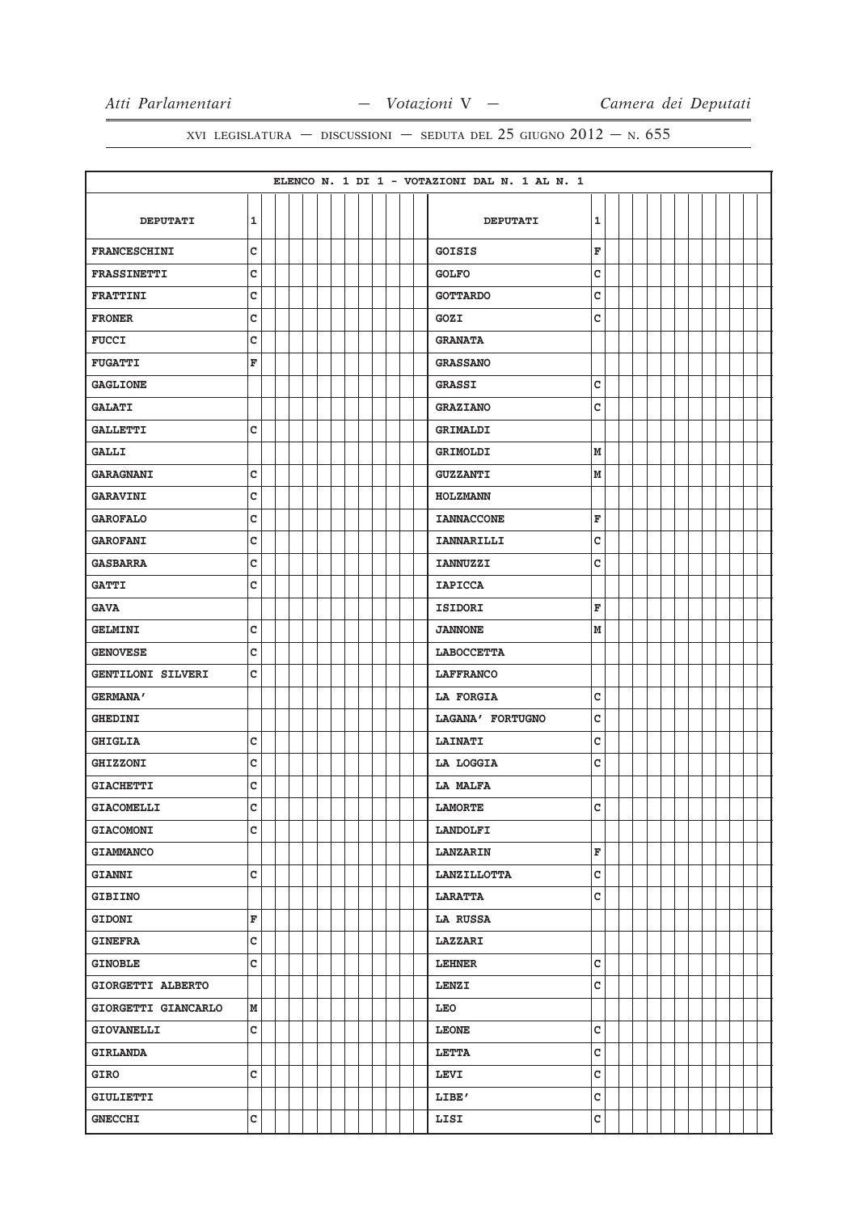ELENCO N. 1 DI 1 - VOTAZIONI DAL N. 1 AL N. 1

| DEPUTATI | 1 | DEPUTATI | 1 |
|---|---|---|---|
| FRANCESCHINI | C | GOISIS | F |
| FRASSINETTI | C | GOLFO | C |
| FRATTINI | C | GOTTARDO | C |
| FRONER | C | GOZI | C |
| FUCCI | C | GRANATA | |
| FUGATTI | F | GRASSANO | |
| GAGLIONE | | GRASSI | C |
| GALATI | | GRAZIANO | C |
| GALLETTI | C | GRIMALDI | |
| GALLI | | GRIMOLDI | M |
| GARAGNANI | C | GUZZANTI | M |
| GARAVINI | C | HOLZMANN | |
| GAROFALO | C | IANNACCONE | F |
| GAROFANI | C | IANNARILLI | C |
| GASBARRA | C | IANNUZZI | C |
| GATTI | C | IAPICCA | |
| GAVA | | ISIDORI | F |
| GELMINI | C | JANNONE | M |
| GENOVESE | C | LABOCCETTA | |
| GENTILONI SILVERI | C | LAFFRANCO | |
| GERMANA' | | LA FORGIA | C |
| GHEDINI | | LAGANA' FORTUGNO | C |
| GHIGLIA | C | LAINATI | C |
| GHIZZONI | C | LA LOGGIA | C |
| GIACHETTI | C | LA MALFA | |
| GIACOMELLI | C | LAMORTE | C |
| GIACOMONI | C | LANDOLFI | |
| GIAMMANCO | | LANZARIN | F |
| GIANNI | C | LANZILLOTTA | C |
| GIBIINO | | LARATTA | C |
| GIDONI | F | LA RUSSA | |
| GINEFRA | C | LAZZARI | |
| GINOBLE | C | LEHNER | C |
| GIORGETTI ALBERTO | | LENZI | C |
| GIORGETTI GIANCARLO | M | LEO | |
| GIOVANELLI | C | LEONE | C |
| GIRLANDA | | LETTA | C |
| GIRO | C | LEVI | C |
| GIULIETTI | | LIBE' | C |
| GNECCHI | C | LISI | C |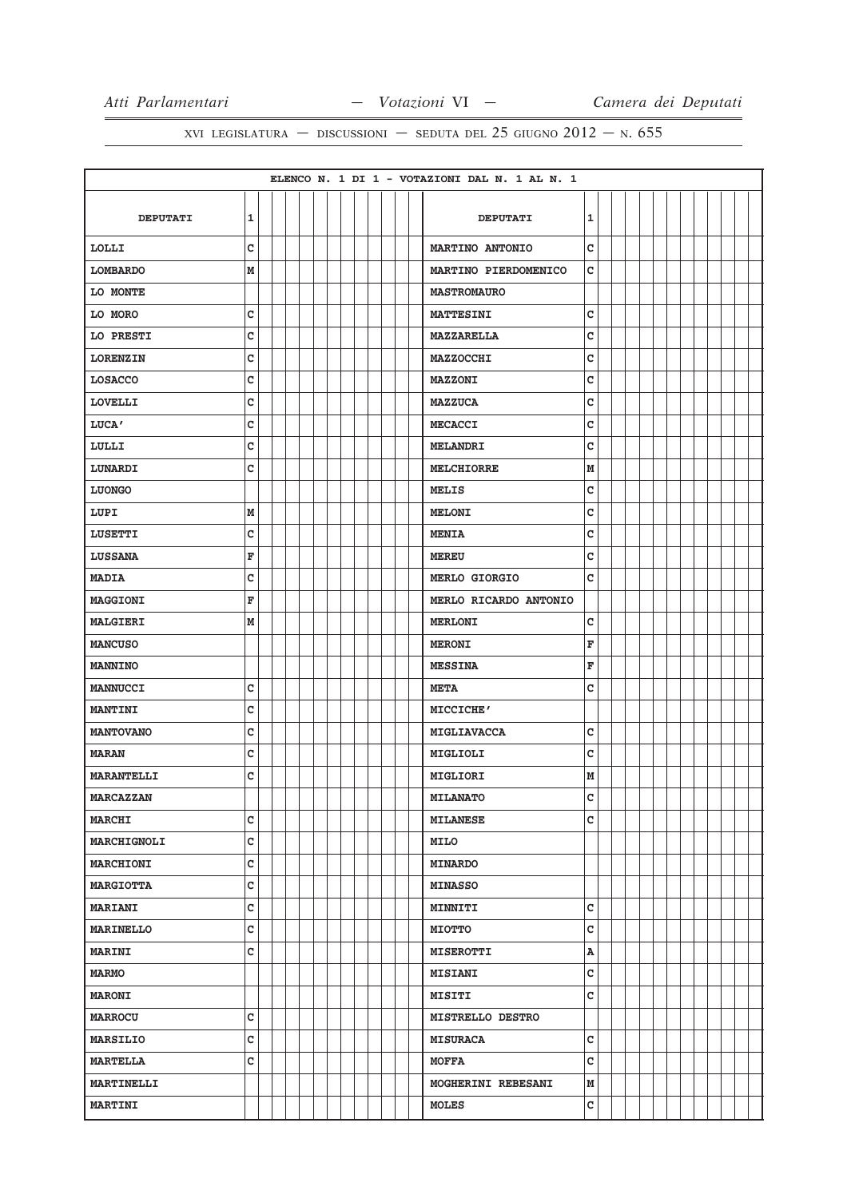ELENCO N. 1 DI 1 - VOTAZIONI DAL N. 1 AL N. 1

| DEPUTATI | 1 | DEPUTATI | 1 |
|---|---|---|---|
| LOLLI | C | MARTINO ANTONIO | C |
| LOMBARDO | M | MARTINO PIERDOMENICO | C |
| LO MONTE | | MASTROMAURO | |
| LO MORO | C | MATTESINI | C |
| LO PRESTI | C | MAZZARELLA | C |
| LORENZIN | C | MAZZOCCHI | C |
| LOSACCO | C | MAZZONI | C |
| LOVELLI | C | MAZZUCA | C |
| LUCA' | C | MECACCI | C |
| LULLI | C | MELANDRI | C |
| LUNARDI | C | MELCHIORRE | M |
| LUONGO | | MELIS | C |
| LUPI | M | MELONI | C |
| LUSETTI | C | MENIA | C |
| LUSSANA | F | MEREU | C |
| MADIA | C | MERLO GIORGIO | C |
| MAGGIONI | F | MERLO RICARDO ANTONIO | |
| MALGIERI | M | MERLONI | C |
| MANCUSO | | MERONI | F |
| MANNINO | | MESSINA | F |
| MANNUCCI | C | META | C |
| MANTINI | C | MICCICHE' | |
| MANTOVANO | C | MIGLIAVACCA | C |
| MARAN | C | MIGLIOLI | C |
| MARANTELLI | C | MIGLIORI | M |
| MARCAZZAN | | MILANATO | C |
| MARCHI | C | MILANESE | C |
| MARCHIGNOLI | C | MILO | |
| MARCHIONI | C | MINARDO | |
| MARGIOTTA | C | MINASSO | |
| MARIANI | C | MINNITI | C |
| MARINELLO | C | MIOTTO | C |
| MARINI | C | MISEROTTI | A |
| MARMO | | MISIANI | C |
| MARONI | | MISITI | C |
| MARROCU | C | MISTRELLO DESTRO | |
| MARSILIO | C | MISURACA | C |
| MARTELLA | C | MOFFA | C |
| MARTINELLI | | MOGHERINI REBESANI | M |
| MARTINI | | MOLES | C |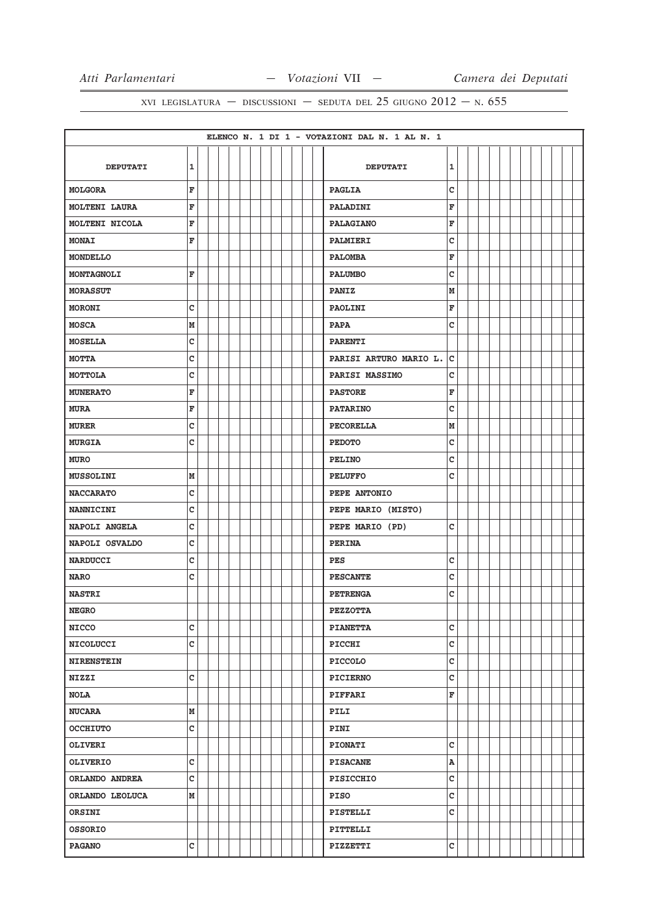| ELENCO N. 1 DI 1 - VOTAZIONI DAL N. 1 AL N. 1 | | | |
|---|---|---|---|
| **DEPUTATI** | **1** | **DEPUTATI** | **1** |
| MOLGORA | F | PAGLIA | C |
| MOLTENI LAURA | F | PALADINI | F |
| MOLTENI NICOLA | F | PALAGIANO | F |
| MONAI | F | PALMIERI | C |
| MONDELLO | | PALOMBA | F |
| MONTAGNOLI | F | PALUMBO | C |
| MORASSUT | | PANIZ | M |
| MORONI | C | PAOLINI | F |
| MOSCA | M | PAPA | C |
| MOSELLA | C | PARENTI | |
| MOTTA | C | PARISI ARTURO MARIO L. | C |
| MOTTOLA | C | PARISI MASSIMO | C |
| MUNERATO | F | PASTORE | F |
| MURA | F | PATARINO | C |
| MURER | C | PECORELLA | M |
| MURGIA | C | PEDOTO | C |
| MURO | | PELINO | C |
| MUSSOLINI | M | PELUFFO | C |
| NACCARATO | C | PEPE ANTONIO | |
| NANNICINI | C | PEPE MARIO (MISTO) | |
| NAPOLI ANGELA | C | PEPE MARIO (PD) | C |
| NAPOLI OSVALDO | C | PERINA | |
| NARDUCCI | C | PES | C |
| NARO | C | PESCANTE | C |
| NASTRI | | PETRENGA | C |
| NEGRO | | PEZZOTTA | |
| NICCO | C | PIANETTA | C |
| NICOLUCCI | C | PICCHI | C |
| NIRENSTEIN | | PICCOLO | C |
| NIZZI | C | PICIERNO | C |
| NOLA | | PIFFARI | F |
| NUCARA | M | PILI | |
| OCCHIUTO | C | PINI | |
| OLIVERI | | PIONATI | C |
| OLIVERIO | C | PISACANE | A |
| ORLANDO ANDREA | C | PISICCHIO | C |
| ORLANDO LEOLUCA | M | PISO | C |
| ORSINI | | PISTELLI | C |
| OSSORIO | | PITTELLI | |
| PAGANO | C | PIZZETTI | C |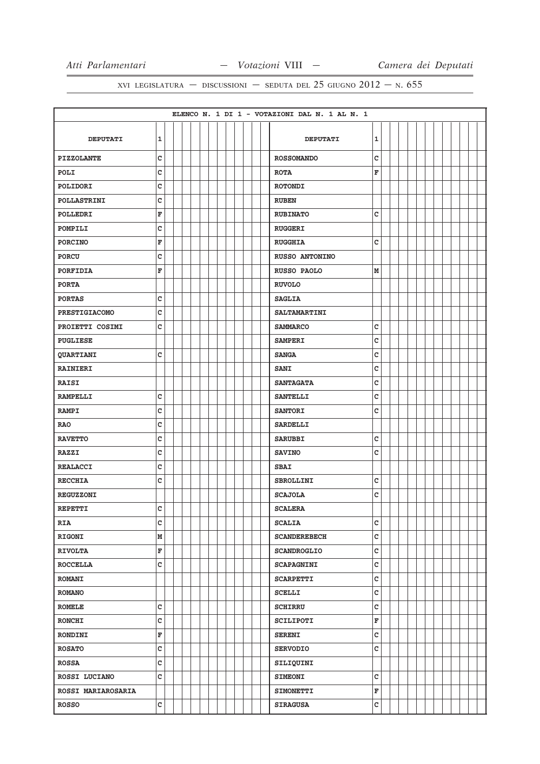ELENCO N. 1 DI 1 - VOTAZIONI DAL N. 1 AL N. 1

| DEPUTATI | 1 | DEPUTATI | 1 |
|---|---|---|---|
| PIZZOLANTE | C | ROSSOMANDO | C |
| POLI | C | ROTA | F |
| POLIDORI | C | ROTONDI | |
| POLLASTRINI | C | RUBEN | |
| POLLEDRI | F | RUBINATO | C |
| POMPILI | C | RUGGERI | |
| PORCINO | F | RUGGHIA | C |
| PORCU | C | RUSSO ANTONINO | |
| PORFIDIA | F | RUSSO PAOLO | M |
| PORTA | | RUVOLO | |
| PORTAS | C | SAGLIA | |
| PRESTIGIACOMO | C | SALTAMARTINI | |
| PROIETTI COSIMI | C | SAMMARCO | C |
| PUGLIESE | | SAMPERI | C |
| QUARTIANI | C | SANGA | C |
| RAINIERI | | SANI | C |
| RAISI | | SANTAGATA | C |
| RAMPELLI | C | SANTELLI | C |
| RAMPI | C | SANTORI | C |
| RAO | C | SARDELLI | |
| RAVETTO | C | SARUBBI | C |
| RAZZI | C | SAVINO | C |
| REALACCI | C | SBAI | |
| RECCHIA | C | SBROLLINI | C |
| REGUZZONI | | SCAJOLA | C |
| REPETTI | C | SCALERA | |
| RIA | C | SCALIA | C |
| RIGONI | M | SCANDEREBECH | C |
| RIVOLTA | F | SCANDROGLIO | C |
| ROCCELLA | C | SCAPAGNINI | C |
| ROMANI | | SCARPETTI | C |
| ROMANO | | SCELLI | C |
| ROMELE | C | SCHIRRU | C |
| RONCHI | C | SCILIPOTI | F |
| RONDINI | F | SERENI | C |
| ROSATO | C | SERVODIO | C |
| ROSSA | C | SILIQUINI | |
| ROSSI LUCIANO | C | SIMEONI | C |
| ROSSI MARIAROSARIA | | SIMONETTI | F |
| ROSSO | C | SIRAGUSA | C |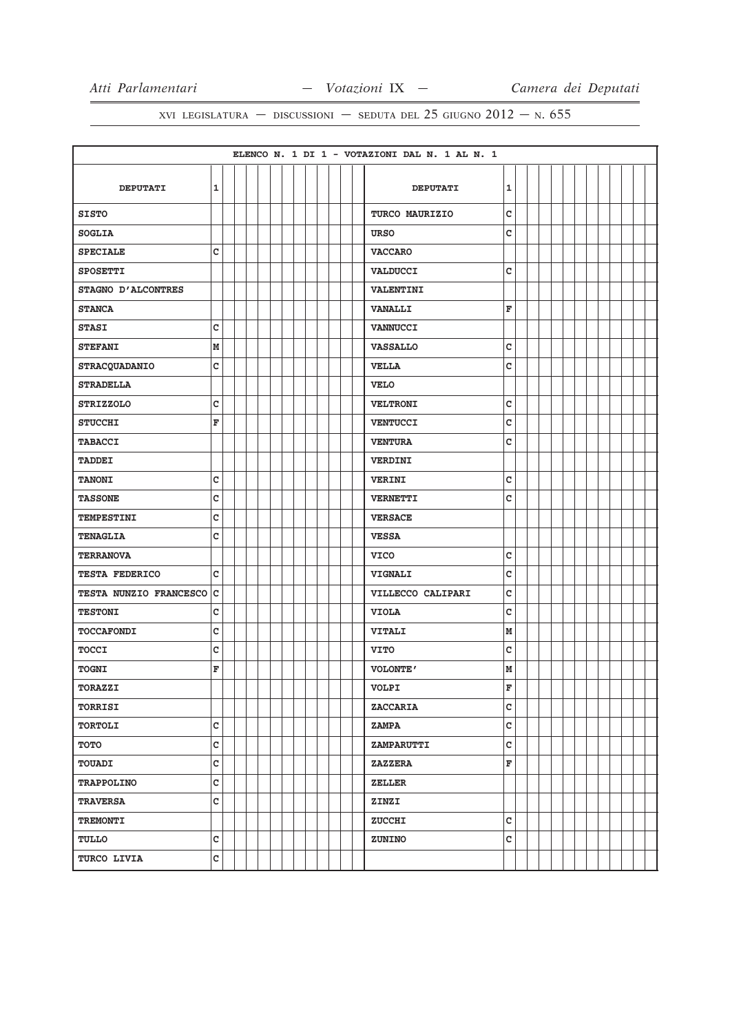ELENCO N. 1 DI 1 - VOTAZIONI DAL N. 1 AL N. 1

| DEPUTATI | 1 | DEPUTATI | 1 |
|---|---|---|---|
| SISTO | | TURCO MAURIZIO | C |
| SOGLIA | | URSO | C |
| SPECIALE | C | VACCARO | |
| SPOSETTI | | VALDUCCI | C |
| STAGNO D'ALCONTRES | | VALENTINI | |
| STANCA | | VANALLI | F |
| STASI | C | VANNUCCI | |
| STEFANI | M | VASSALLO | C |
| STRACQUADANIO | C | VELLA | C |
| STRADELLA | | VELO | |
| STRIZZOLO | C | VELTRONI | C |
| STUCCHI | F | VENTUCCI | C |
| TABACCI | | VENTURA | C |
| TADDEI | | VERDINI | |
| TANONI | C | VERINI | C |
| TASSONE | C | VERNETTI | C |
| TEMPESTINI | C | VERSACE | |
| TENAGLIA | C | VESSA | |
| TERRANOVA | | VICO | C |
| TESTA FEDERICO | C | VIGNALI | C |
| TESTA NUNZIO FRANCESCO | C | VILLECCO CALIPARI | C |
| TESTONI | C | VIOLA | C |
| TOCCAFONDI | C | VITALI | M |
| TOCCI | C | VITO | C |
| TOGNI | F | VOLONTE' | M |
| TORAZZI | | VOLPI | F |
| TORRISI | | ZACCARIA | C |
| TORTOLI | C | ZAMPA | C |
| TOTO | C | ZAMPARUTTI | C |
| TOUADI | C | ZAZZERA | F |
| TRAPPOLINO | C | ZELLER | |
| TRAVERSA | C | ZINZI | |
| TREMONTI | | ZUCCHI | C |
| TULLO | C | ZUNINO | C |
| TURCO LIVIA | C | | |